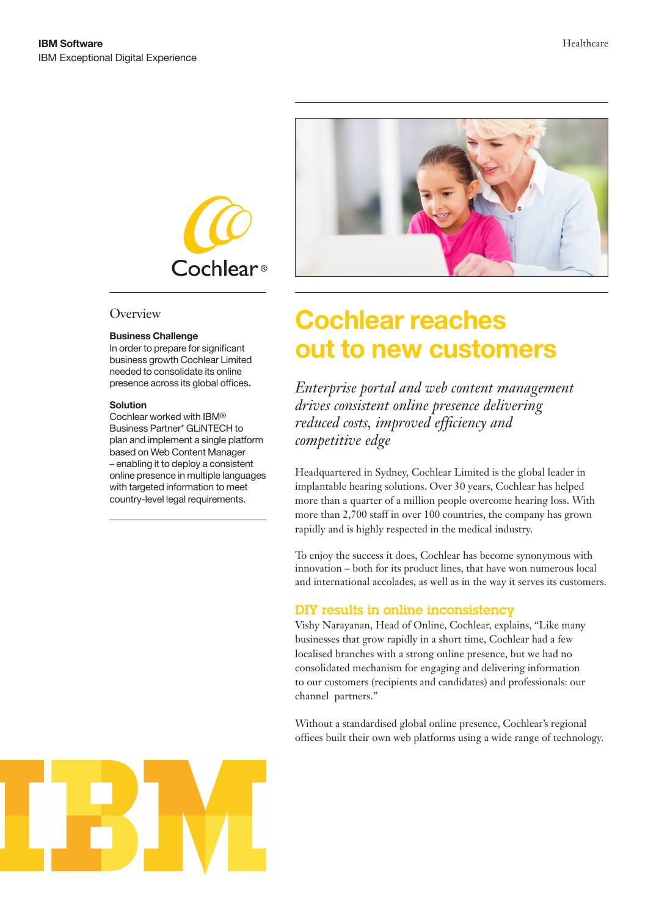IBM Software
IBM Exceptional Digital Experience

Healthcare

Cochlear®

## Overview

**Business Challenge**
In order to prepare for significant business growth Cochlear Limited needed to consolidate its online presence across its global offices.

**Solution**
Cochlear worked with IBM® Business Partner* GLiNTECH to plan and implement a single platform based on Web Content Manager – enabling it to deploy a consistent online presence in multiple languages with targeted information to meet country-level legal requirements.

# Cochlear reaches out to new customers

*Enterprise portal and web content management drives consistent online presence delivering reduced costs, improved efficiency and competitive edge*

Headquartered in Sydney, Cochlear Limited is the global leader in implantable hearing solutions. Over 30 years, Cochlear has helped more than a quarter of a million people overcome hearing loss. With more than 2,700 staff in over 100 countries, the company has grown rapidly and is highly respected in the medical industry.

To enjoy the success it does, Cochlear has become synonymous with innovation – both for its product lines, that have won numerous local and international accolades, as well as in the way it serves its customers.

## DIY results in online inconsistency

Vishy Narayanan, Head of Online, Cochlear, explains, "Like many businesses that grow rapidly in a short time, Cochlear had a few localised branches with a strong online presence, but we had no consolidated mechanism for engaging and delivering information to our customers (recipients and candidates) and professionals: our channel partners."

Without a standardised global online presence, Cochlear's regional offices built their own web platforms using a wide range of technology.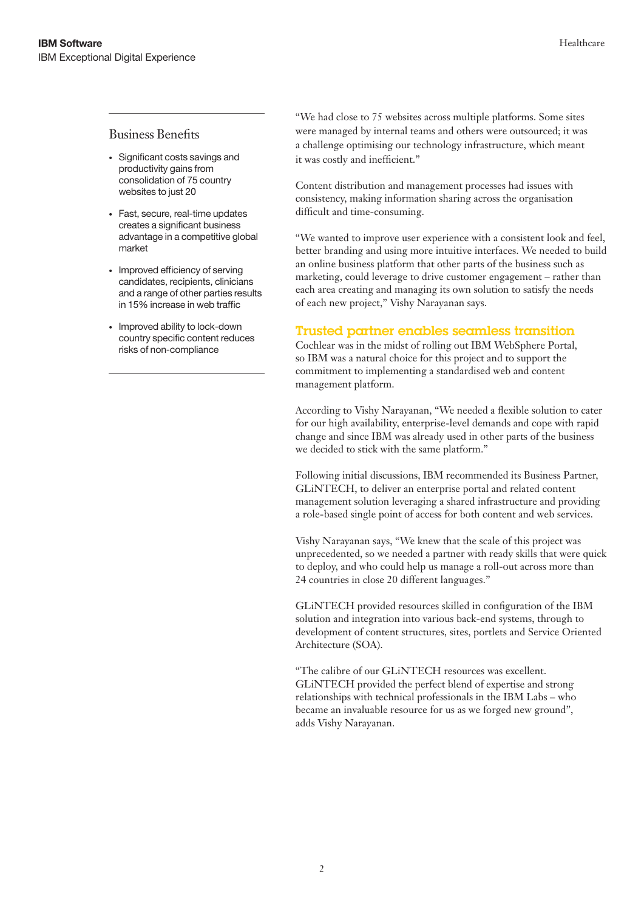## Business Benefits

- Significant costs savings and productivity gains from consolidation of 75 country websites to just 20
- Fast, secure, real-time updates creates a significant business advantage in a competitive global market
- Improved efficiency of serving candidates, recipients, clinicians and a range of other parties results in 15% increase in web traffic
- Improved ability to lock-down country specific content reduces risks of non-compliance

"We had close to 75 websites across multiple platforms. Some sites were managed by internal teams and others were outsourced; it was a challenge optimising our technology infrastructure, which meant it was costly and inefficient."

Content distribution and management processes had issues with consistency, making information sharing across the organisation difficult and time-consuming.

"We wanted to improve user experience with a consistent look and feel, better branding and using more intuitive interfaces. We needed to build an online business platform that other parts of the business such as marketing, could leverage to drive customer engagement – rather than each area creating and managing its own solution to satisfy the needs of each new project," Vishy Narayanan says.

## Trusted partner enables seamless transition

Cochlear was in the midst of rolling out IBM WebSphere Portal, so IBM was a natural choice for this project and to support the commitment to implementing a standardised web and content management platform.

According to Vishy Narayanan, "We needed a flexible solution to cater for our high availability, enterprise-level demands and cope with rapid change and since IBM was already used in other parts of the business we decided to stick with the same platform."

Following initial discussions, IBM recommended its Business Partner, GLiNTECH, to deliver an enterprise portal and related content management solution leveraging a shared infrastructure and providing a role-based single point of access for both content and web services.

Vishy Narayanan says, "We knew that the scale of this project was unprecedented, so we needed a partner with ready skills that were quick to deploy, and who could help us manage a roll-out across more than 24 countries in close 20 different languages."

GLiNTECH provided resources skilled in configuration of the IBM solution and integration into various back-end systems, through to development of content structures, sites, portlets and Service Oriented Architecture (SOA).

"The calibre of our GLiNTECH resources was excellent. GLiNTECH provided the perfect blend of expertise and strong relationships with technical professionals in the IBM Labs – who became an invaluable resource for us as we forged new ground", adds Vishy Narayanan.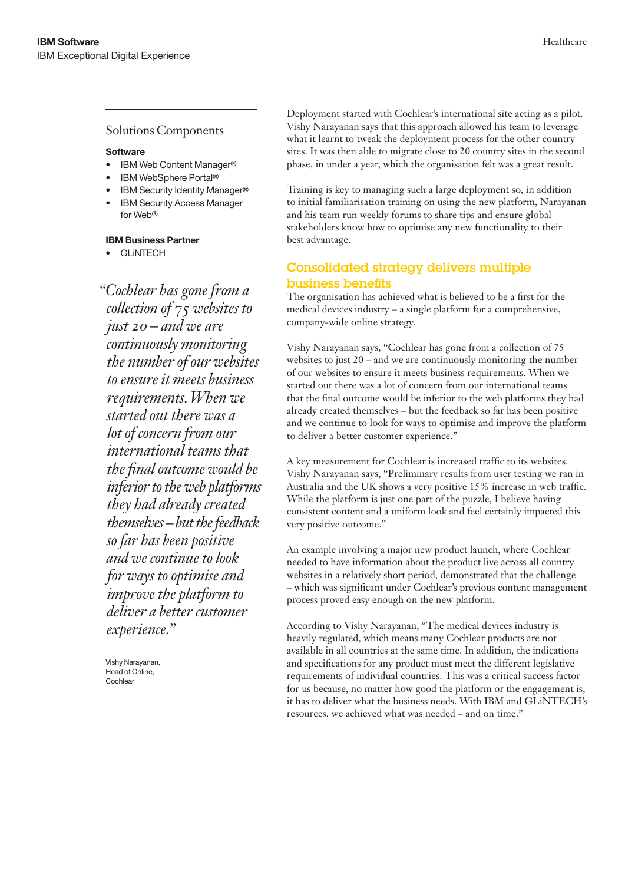## Solutions Components

**Software**

- IBM Web Content Manager®
- IBM WebSphere Portal®
- IBM Security Identity Manager®
- IBM Security Access Manager for Web®

**IBM Business Partner**

- GLiNTECH

*"Cochlear has gone from a collection of 75 websites to just 20 – and we are continuously monitoring the number of our websites to ensure it meets business requirements. When we started out there was a lot of concern from our international teams that the final outcome would be inferior to the web platforms they had already created themselves – but the feedback so far has been positive and we continue to look for ways to optimise and improve the platform to deliver a better customer experience."*

Vishy Narayanan,
Head of Online,
Cochlear

Deployment started with Cochlear's international site acting as a pilot. Vishy Narayanan says that this approach allowed his team to leverage what it learnt to tweak the deployment process for the other country sites. It was then able to migrate close to 20 country sites in the second phase, in under a year, which the organisation felt was a great result.

Training is key to managing such a large deployment so, in addition to initial familiarisation training on using the new platform, Narayanan and his team run weekly forums to share tips and ensure global stakeholders know how to optimise any new functionality to their best advantage.

## Consolidated strategy delivers multiple business benefits

The organisation has achieved what is believed to be a first for the medical devices industry – a single platform for a comprehensive, company-wide online strategy.

Vishy Narayanan says, "Cochlear has gone from a collection of 75 websites to just 20 – and we are continuously monitoring the number of our websites to ensure it meets business requirements. When we started out there was a lot of concern from our international teams that the final outcome would be inferior to the web platforms they had already created themselves – but the feedback so far has been positive and we continue to look for ways to optimise and improve the platform to deliver a better customer experience."

A key measurement for Cochlear is increased traffic to its websites. Vishy Narayanan says, "Preliminary results from user testing we ran in Australia and the UK shows a very positive 15% increase in web traffic. While the platform is just one part of the puzzle, I believe having consistent content and a uniform look and feel certainly impacted this very positive outcome."

An example involving a major new product launch, where Cochlear needed to have information about the product live across all country websites in a relatively short period, demonstrated that the challenge – which was significant under Cochlear's previous content management process proved easy enough on the new platform.

According to Vishy Narayanan, "The medical devices industry is heavily regulated, which means many Cochlear products are not available in all countries at the same time. In addition, the indications and specifications for any product must meet the different legislative requirements of individual countries. This was a critical success factor for us because, no matter how good the platform or the engagement is, it has to deliver what the business needs. With IBM and GLiNTECH's resources, we achieved what was needed – and on time."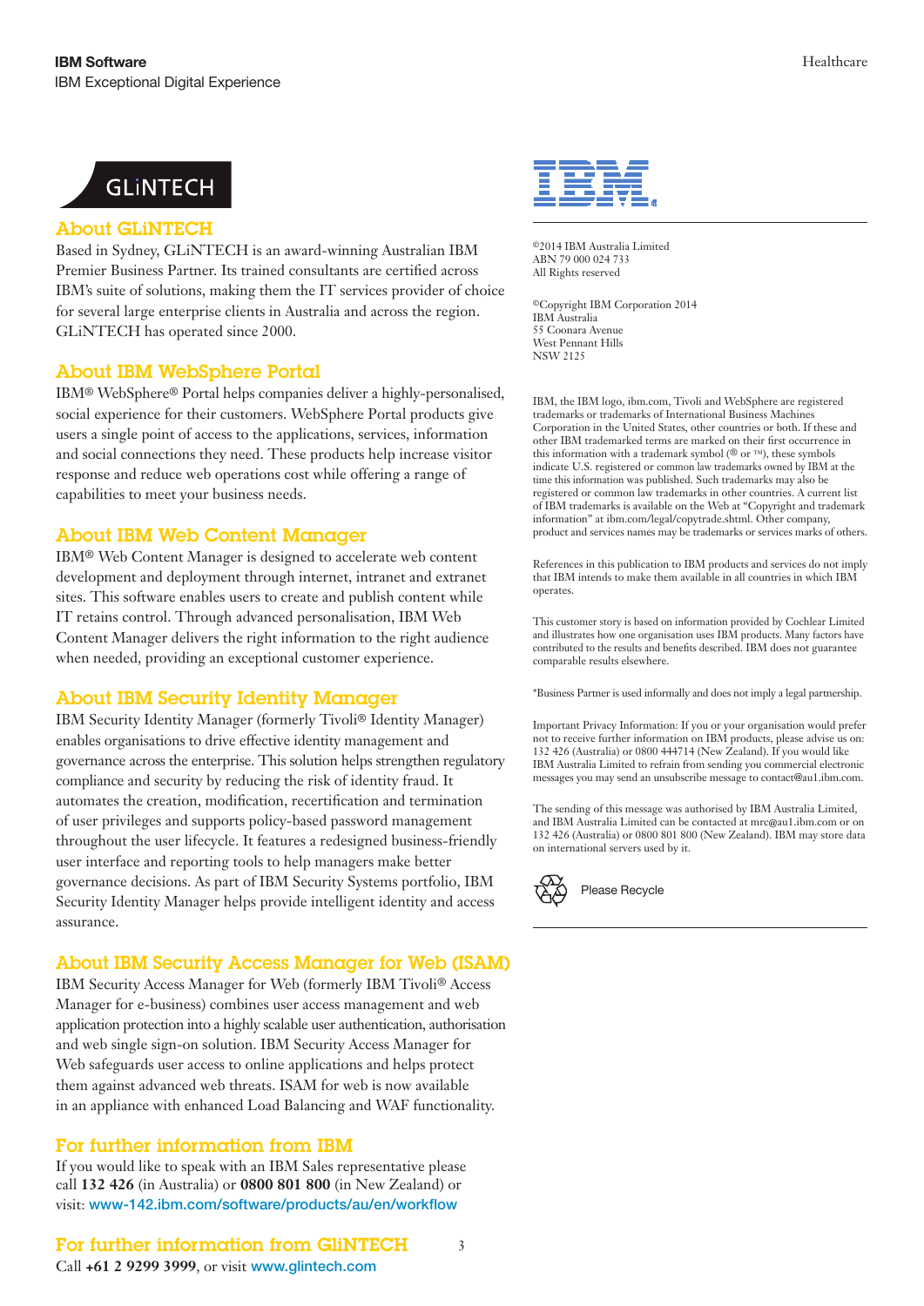GLiNTECH

## About GLiNTECH

Based in Sydney, GLiNTECH is an award-winning Australian IBM Premier Business Partner. Its trained consultants are certified across IBM's suite of solutions, making them the IT services provider of choice for several large enterprise clients in Australia and across the region. GLiNTECH has operated since 2000.

## About IBM WebSphere Portal

IBM® WebSphere® Portal helps companies deliver a highly-personalised, social experience for their customers. WebSphere Portal products give users a single point of access to the applications, services, information and social connections they need. These products help increase visitor response and reduce web operations cost while offering a range of capabilities to meet your business needs.

## About IBM Web Content Manager

IBM® Web Content Manager is designed to accelerate web content development and deployment through internet, intranet and extranet sites. This software enables users to create and publish content while IT retains control. Through advanced personalisation, IBM Web Content Manager delivers the right information to the right audience when needed, providing an exceptional customer experience.

## About IBM Security Identity Manager

IBM Security Identity Manager (formerly Tivoli® Identity Manager) enables organisations to drive effective identity management and governance across the enterprise. This solution helps strengthen regulatory compliance and security by reducing the risk of identity fraud. It automates the creation, modification, recertification and termination of user privileges and supports policy-based password management throughout the user lifecycle. It features a redesigned business-friendly user interface and reporting tools to help managers make better governance decisions. As part of IBM Security Systems portfolio, IBM Security Identity Manager helps provide intelligent identity and access assurance.

## About IBM Security Access Manager for Web (ISAM)

IBM Security Access Manager for Web (formerly IBM Tivoli® Access Manager for e-business) combines user access management and web application protection into a highly scalable user authentication, authorisation and web single sign-on solution. IBM Security Access Manager for Web safeguards user access to online applications and helps protect them against advanced web threats. ISAM for web is now available in an appliance with enhanced Load Balancing and WAF functionality.

## For further information from IBM

If you would like to speak with an IBM Sales representative please call **132 426** (in Australia) or **0800 801 800** (in New Zealand) or visit: www-142.ibm.com/software/products/au/en/workflow

## For further information from GLiNTECH

Call **+61 2 9299 3999**, or visit www.glintech.com

IBM

©2014 IBM Australia Limited
ABN 79 000 024 733
All Rights reserved

©Copyright IBM Corporation 2014
IBM Australia
55 Coonara Avenue
West Pennant Hills
NSW 2125

IBM, the IBM logo, ibm.com, Tivoli and WebSphere are registered trademarks or trademarks of International Business Machines Corporation in the United States, other countries or both. If these and other IBM trademarked terms are marked on their first occurrence in this information with a trademark symbol (® or ™), these symbols indicate U.S. registered or common law trademarks owned by IBM at the time this information was published. Such trademarks may also be registered or common law trademarks in other countries. A current list of IBM trademarks is available on the Web at "Copyright and trademark information" at ibm.com/legal/copytrade.shtml. Other company, product and services names may be trademarks or services marks of others.

References in this publication to IBM products and services do not imply that IBM intends to make them available in all countries in which IBM operates.

This customer story is based on information provided by Cochlear Limited and illustrates how one organisation uses IBM products. Many factors have contributed to the results and benefits described. IBM does not guarantee comparable results elsewhere.

*Business Partner is used informally and does not imply a legal partnership.

Important Privacy Information: If you or your organisation would prefer not to receive further information on IBM products, please advise us on: 132 426 (Australia) or 0800 444714 (New Zealand). If you would like IBM Australia Limited to refrain from sending you commercial electronic messages you may send an unsubscribe message to contact@au1.ibm.com.

The sending of this message was authorised by IBM Australia Limited, and IBM Australia Limited can be contacted at mrc@au1.ibm.com or on 132 426 (Australia) or 0800 801 800 (New Zealand). IBM may store data on international servers used by it.

Please Recycle